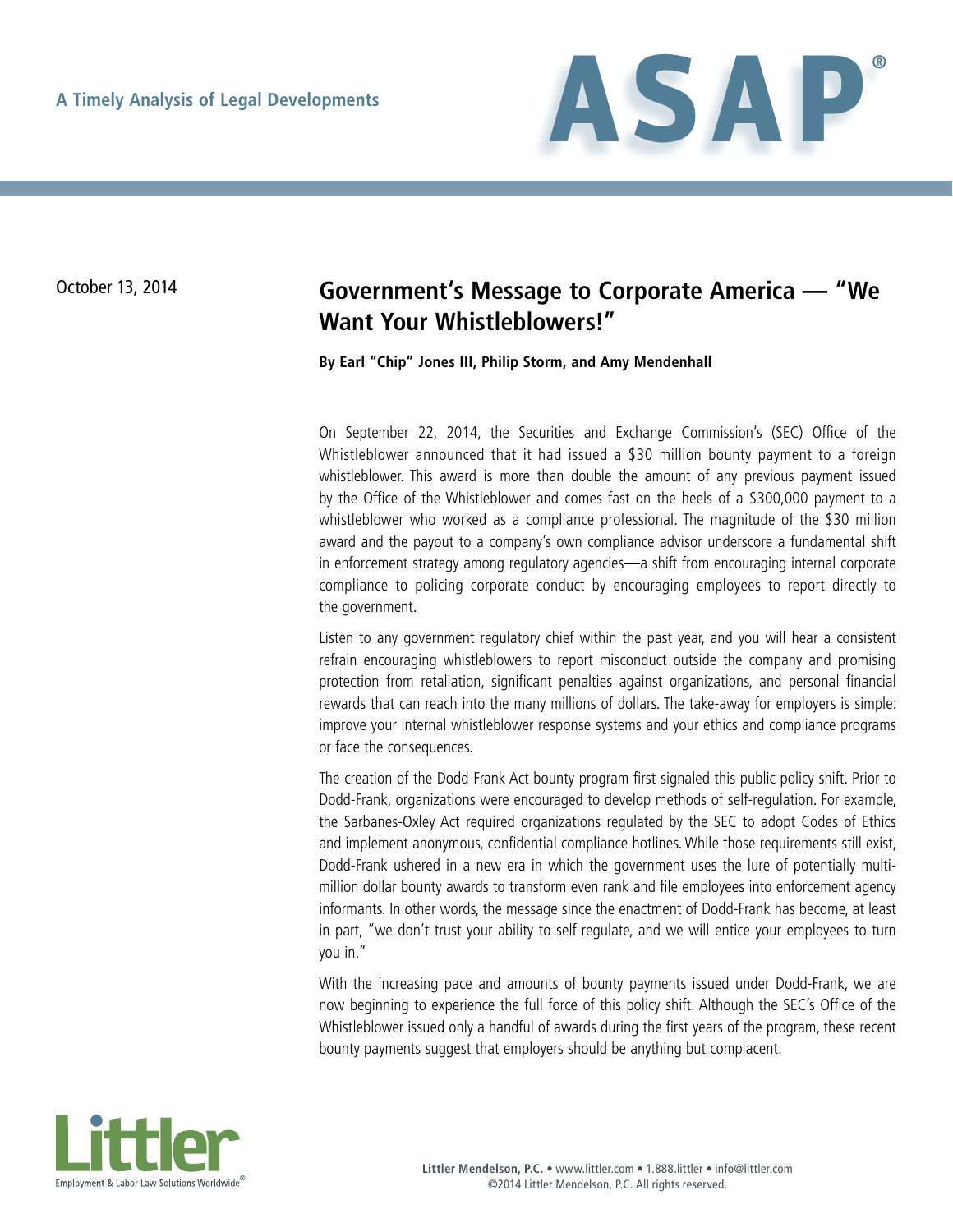A Timely Analysis of Legal Developments

# ASAP®

October 13, 2014

## Government's Message to Corporate America — "We Want Your Whistleblowers!"

**By Earl "Chip" Jones III, Philip Storm, and Amy Mendenhall**

On September 22, 2014, the Securities and Exchange Commission's (SEC) Office of the Whistleblower announced that it had issued a $30 million bounty payment to a foreign whistleblower. This award is more than double the amount of any previous payment issued by the Office of the Whistleblower and comes fast on the heels of a $300,000 payment to a whistleblower who worked as a compliance professional. The magnitude of the $30 million award and the payout to a company's own compliance advisor underscore a fundamental shift in enforcement strategy among regulatory agencies—a shift from encouraging internal corporate compliance to policing corporate conduct by encouraging employees to report directly to the government.

Listen to any government regulatory chief within the past year, and you will hear a consistent refrain encouraging whistleblowers to report misconduct outside the company and promising protection from retaliation, significant penalties against organizations, and personal financial rewards that can reach into the many millions of dollars. The take-away for employers is simple: improve your internal whistleblower response systems and your ethics and compliance programs or face the consequences.

The creation of the Dodd-Frank Act bounty program first signaled this public policy shift. Prior to Dodd-Frank, organizations were encouraged to develop methods of self-regulation. For example, the Sarbanes-Oxley Act required organizations regulated by the SEC to adopt Codes of Ethics and implement anonymous, confidential compliance hotlines. While those requirements still exist, Dodd-Frank ushered in a new era in which the government uses the lure of potentially multi-million dollar bounty awards to transform even rank and file employees into enforcement agency informants. In other words, the message since the enactment of Dodd-Frank has become, at least in part, "we don't trust your ability to self-regulate, and we will entice your employees to turn you in."

With the increasing pace and amounts of bounty payments issued under Dodd-Frank, we are now beginning to experience the full force of this policy shift. Although the SEC's Office of the Whistleblower issued only a handful of awards during the first years of the program, these recent bounty payments suggest that employers should be anything but complacent.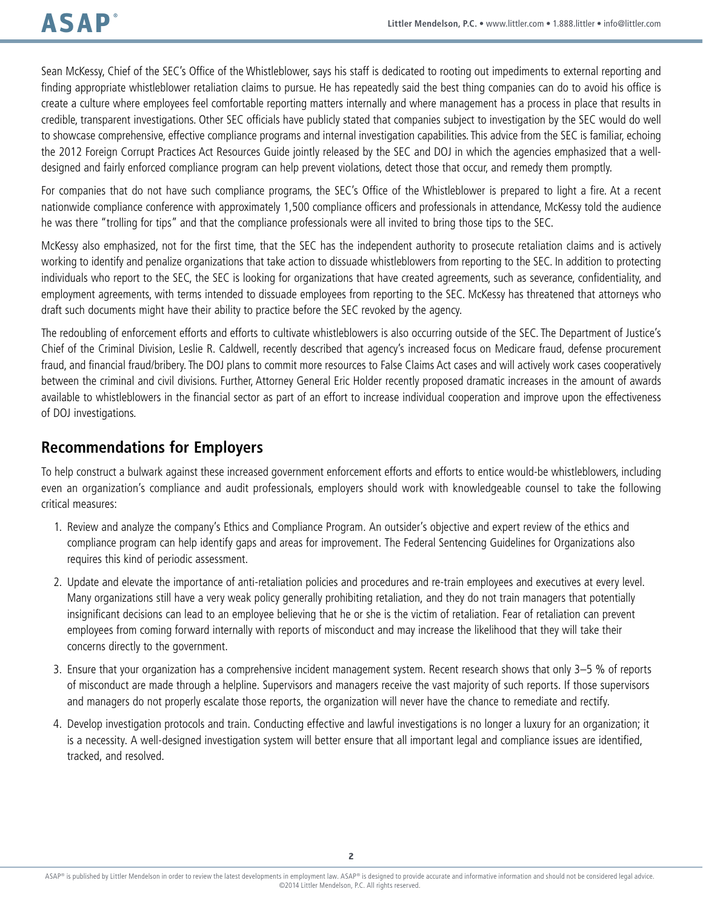Sean McKessy, Chief of the SEC's Office of the Whistleblower, says his staff is dedicated to rooting out impediments to external reporting and finding appropriate whistleblower retaliation claims to pursue. He has repeatedly said the best thing companies can do to avoid his office is create a culture where employees feel comfortable reporting matters internally and where management has a process in place that results in credible, transparent investigations. Other SEC officials have publicly stated that companies subject to investigation by the SEC would do well to showcase comprehensive, effective compliance programs and internal investigation capabilities. This advice from the SEC is familiar, echoing the 2012 Foreign Corrupt Practices Act Resources Guide jointly released by the SEC and DOJ in which the agencies emphasized that a well-designed and fairly enforced compliance program can help prevent violations, detect those that occur, and remedy them promptly.

For companies that do not have such compliance programs, the SEC's Office of the Whistleblower is prepared to light a fire. At a recent nationwide compliance conference with approximately 1,500 compliance officers and professionals in attendance, McKessy told the audience he was there "trolling for tips" and that the compliance professionals were all invited to bring those tips to the SEC.

McKessy also emphasized, not for the first time, that the SEC has the independent authority to prosecute retaliation claims and is actively working to identify and penalize organizations that take action to dissuade whistleblowers from reporting to the SEC. In addition to protecting individuals who report to the SEC, the SEC is looking for organizations that have created agreements, such as severance, confidentiality, and employment agreements, with terms intended to dissuade employees from reporting to the SEC. McKessy has threatened that attorneys who draft such documents might have their ability to practice before the SEC revoked by the agency.

The redoubling of enforcement efforts and efforts to cultivate whistleblowers is also occurring outside of the SEC. The Department of Justice's Chief of the Criminal Division, Leslie R. Caldwell, recently described that agency's increased focus on Medicare fraud, defense procurement fraud, and financial fraud/bribery. The DOJ plans to commit more resources to False Claims Act cases and will actively work cases cooperatively between the criminal and civil divisions. Further, Attorney General Eric Holder recently proposed dramatic increases in the amount of awards available to whistleblowers in the financial sector as part of an effort to increase individual cooperation and improve upon the effectiveness of DOJ investigations.

## Recommendations for Employers

To help construct a bulwark against these increased government enforcement efforts and efforts to entice would-be whistleblowers, including even an organization's compliance and audit professionals, employers should work with knowledgeable counsel to take the following critical measures:

1. Review and analyze the company's Ethics and Compliance Program. An outsider's objective and expert review of the ethics and compliance program can help identify gaps and areas for improvement. The Federal Sentencing Guidelines for Organizations also requires this kind of periodic assessment.
2. Update and elevate the importance of anti-retaliation policies and procedures and re-train employees and executives at every level. Many organizations still have a very weak policy generally prohibiting retaliation, and they do not train managers that potentially insignificant decisions can lead to an employee believing that he or she is the victim of retaliation. Fear of retaliation can prevent employees from coming forward internally with reports of misconduct and may increase the likelihood that they will take their concerns directly to the government.
3. Ensure that your organization has a comprehensive incident management system. Recent research shows that only 3–5 % of reports of misconduct are made through a helpline. Supervisors and managers receive the vast majority of such reports. If those supervisors and managers do not properly escalate those reports, the organization will never have the chance to remediate and rectify.
4. Develop investigation protocols and train. Conducting effective and lawful investigations is no longer a luxury for an organization; it is a necessity. A well-designed investigation system will better ensure that all important legal and compliance issues are identified, tracked, and resolved.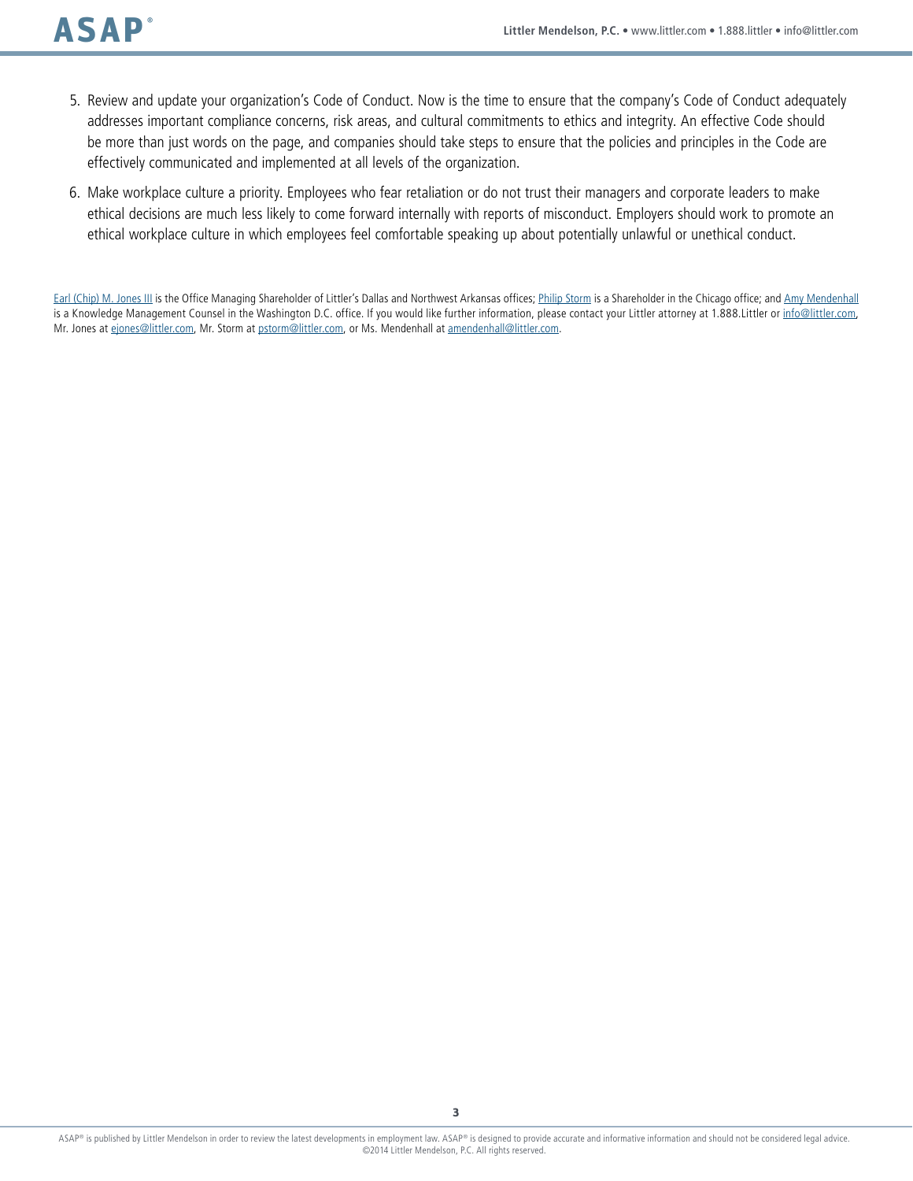5. Review and update your organization's Code of Conduct. Now is the time to ensure that the company's Code of Conduct adequately addresses important compliance concerns, risk areas, and cultural commitments to ethics and integrity. An effective Code should be more than just words on the page, and companies should take steps to ensure that the policies and principles in the Code are effectively communicated and implemented at all levels of the organization.

6. Make workplace culture a priority. Employees who fear retaliation or do not trust their managers and corporate leaders to make ethical decisions are much less likely to come forward internally with reports of misconduct. Employers should work to promote an ethical workplace culture in which employees feel comfortable speaking up about potentially unlawful or unethical conduct.

Earl (Chip) M. Jones III is the Office Managing Shareholder of Littler's Dallas and Northwest Arkansas offices; Philip Storm is a Shareholder in the Chicago office; and Amy Mendenhall is a Knowledge Management Counsel in the Washington D.C. office. If you would like further information, please contact your Littler attorney at 1.888.Littler or info@littler.com, Mr. Jones at ejones@littler.com, Mr. Storm at pstorm@littler.com, or Ms. Mendenhall at amendenhall@littler.com.